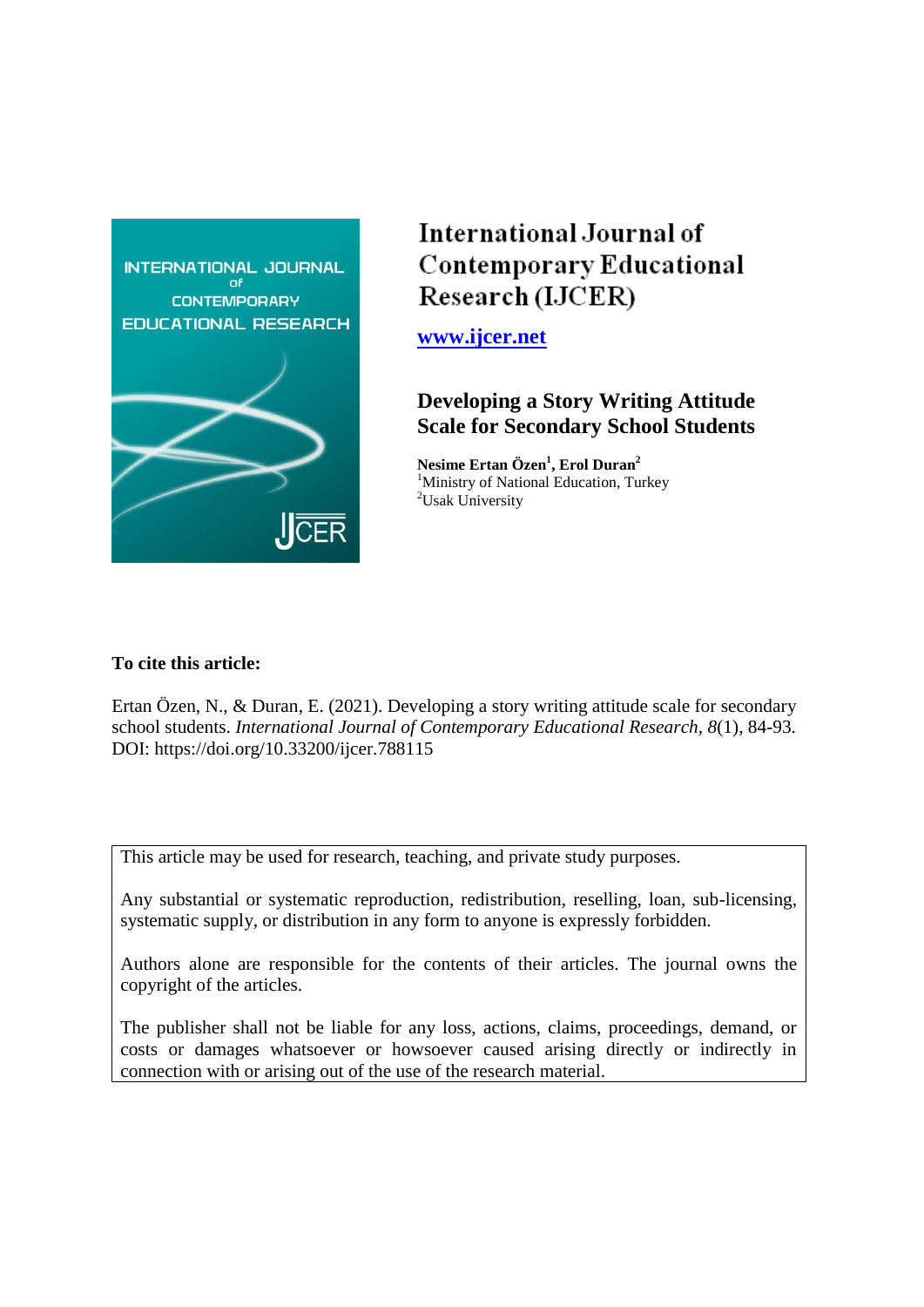# International Journal of Contemporary Educational Research (IJCER)

**[www.ijcer.net](http://www.ijcer.net)**

## Developing a Story Writing Attitude Scale for Secondary School Students

**Nesime Ertan Özen[1], Erol Duran[2]**
[1]Ministry of National Education, Turkey
[2]Usak University

**To cite this article:**

Ertan Özen, N., & Duran, E. (2021). Developing a story writing attitude scale for secondary school students. *International Journal of Contemporary Educational Research, 8*(1), 84-93. DOI: https://doi.org/10.33200/ijcer.788115

This article may be used for research, teaching, and private study purposes.

Any substantial or systematic reproduction, redistribution, reselling, loan, sub-licensing, systematic supply, or distribution in any form to anyone is expressly forbidden.

Authors alone are responsible for the contents of their articles. The journal owns the copyright of the articles.

The publisher shall not be liable for any loss, actions, claims, proceedings, demand, or costs or damages whatsoever or howsoever caused arising directly or indirectly in connection with or arising out of the use of the research material.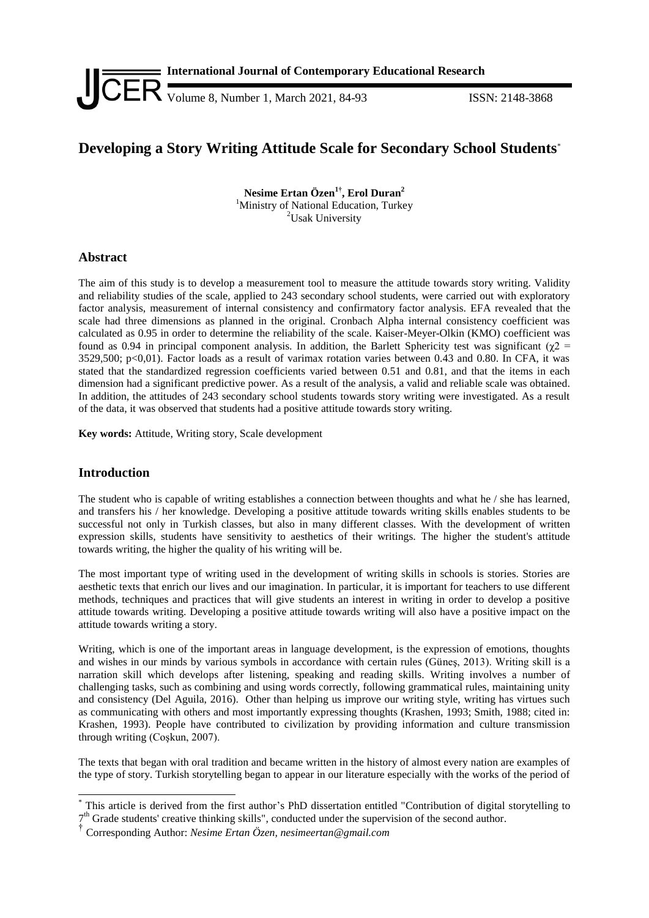# Developing a Story Writing Attitude Scale for Secondary School Students[*]

**Nesime Ertan Özen[1†], Erol Duran[2]**
[1]Ministry of National Education, Turkey
[2]Usak University

## Abstract

The aim of this study is to develop a measurement tool to measure the attitude towards story writing. Validity and reliability studies of the scale, applied to 243 secondary school students, were carried out with exploratory factor analysis, measurement of internal consistency and confirmatory factor analysis. EFA revealed that the scale had three dimensions as planned in the original. Cronbach Alpha internal consistency coefficient was calculated as 0.95 in order to determine the reliability of the scale. Kaiser-Meyer-Olkin (KMO) coefficient was found as 0.94 in principal component analysis. In addition, the Barlett Sphericity test was significant ($\chi2$ = 3529,500; p<0,01). Factor loads as a result of varimax rotation varies between 0.43 and 0.80. In CFA, it was stated that the standardized regression coefficients varied between 0.51 and 0.81, and that the items in each dimension had a significant predictive power. As a result of the analysis, a valid and reliable scale was obtained. In addition, the attitudes of 243 secondary school students towards story writing were investigated. As a result of the data, it was observed that students had a positive attitude towards story writing.

**Key words:** Attitude, Writing story, Scale development

## Introduction

The student who is capable of writing establishes a connection between thoughts and what he / she has learned, and transfers his / her knowledge. Developing a positive attitude towards writing skills enables students to be successful not only in Turkish classes, but also in many different classes. With the development of written expression skills, students have sensitivity to aesthetics of their writings. The higher the student's attitude towards writing, the higher the quality of his writing will be.

The most important type of writing used in the development of writing skills in schools is stories. Stories are aesthetic texts that enrich our lives and our imagination. In particular, it is important for teachers to use different methods, techniques and practices that will give students an interest in writing in order to develop a positive attitude towards writing. Developing a positive attitude towards writing will also have a positive impact on the attitude towards writing a story.

Writing, which is one of the important areas in language development, is the expression of emotions, thoughts and wishes in our minds by various symbols in accordance with certain rules (Güneş, 2013). Writing skill is a narration skill which develops after listening, speaking and reading skills. Writing involves a number of challenging tasks, such as combining and using words correctly, following grammatical rules, maintaining unity and consistency (Del Aguila, 2016). Other than helping us improve our writing style, writing has virtues such as communicating with others and most importantly expressing thoughts (Krashen, 1993; Smith, 1988; cited in: Krashen, 1993). People have contributed to civilization by providing information and culture transmission through writing (Coşkun, 2007).

The texts that began with oral tradition and became written in the history of almost every nation are examples of the type of story. Turkish storytelling began to appear in our literature especially with the works of the period of

[*] This article is derived from the first author's PhD dissertation entitled "Contribution of digital storytelling to 7th Grade students' creative thinking skills", conducted under the supervision of the second author.

[†] Corresponding Author: *Nesime Ertan Özen, nesimeertan@gmail.com*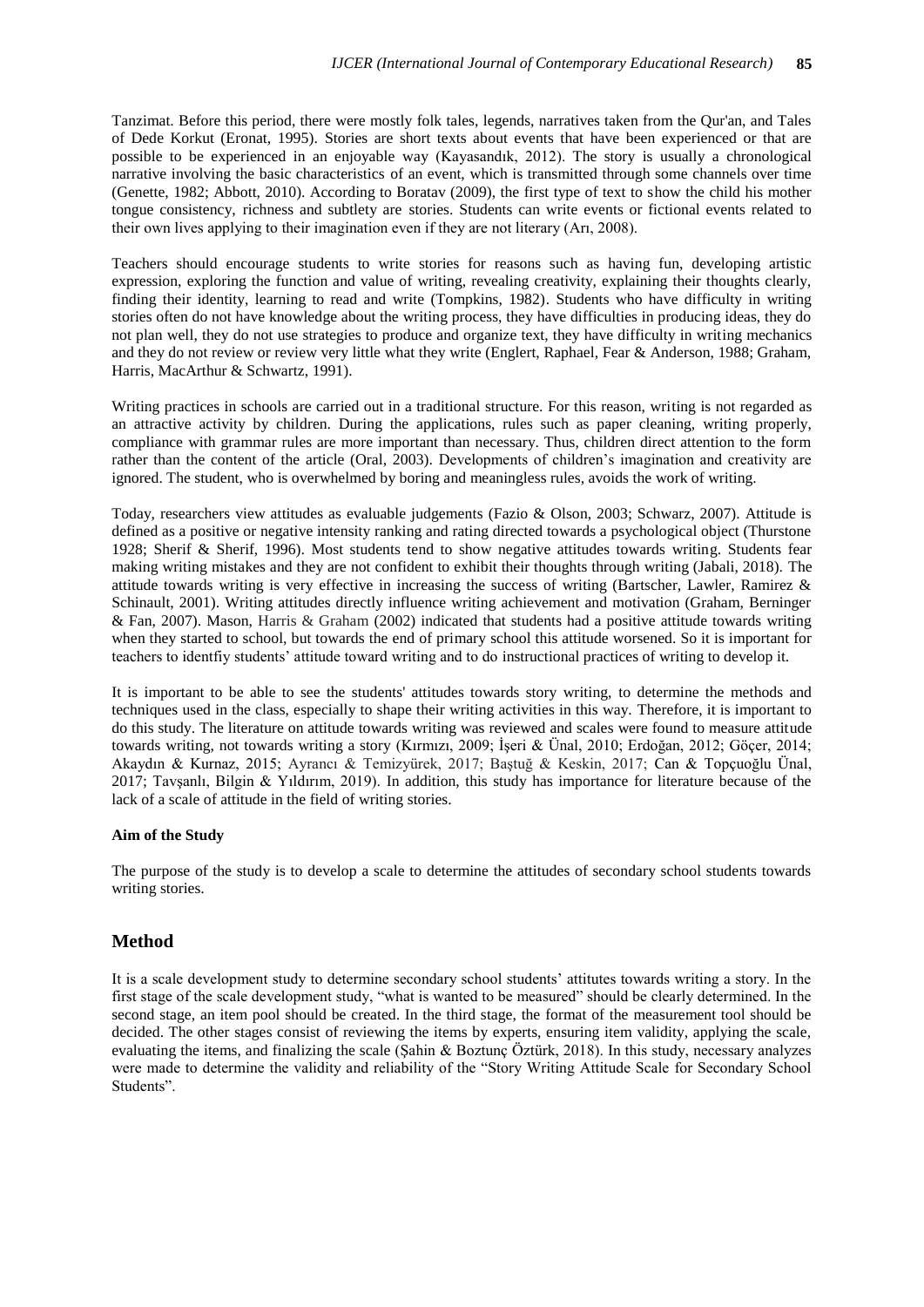Tanzimat. Before this period, there were mostly folk tales, legends, narratives taken from the Qur'an, and Tales of Dede Korkut (Eronat, 1995). Stories are short texts about events that have been experienced or that are possible to be experienced in an enjoyable way (Kayasandık, 2012). The story is usually a chronological narrative involving the basic characteristics of an event, which is transmitted through some channels over time (Genette, 1982; Abbott, 2010). According to Boratav (2009), the first type of text to show the child his mother tongue consistency, richness and subtlety are stories. Students can write events or fictional events related to their own lives applying to their imagination even if they are not literary (Arı, 2008).

Teachers should encourage students to write stories for reasons such as having fun, developing artistic expression, exploring the function and value of writing, revealing creativity, explaining their thoughts clearly, finding their identity, learning to read and write (Tompkins, 1982). Students who have difficulty in writing stories often do not have knowledge about the writing process, they have difficulties in producing ideas, they do not plan well, they do not use strategies to produce and organize text, they have difficulty in writing mechanics and they do not review or review very little what they write (Englert, Raphael, Fear & Anderson, 1988; Graham, Harris, MacArthur & Schwartz, 1991).

Writing practices in schools are carried out in a traditional structure. For this reason, writing is not regarded as an attractive activity by children. During the applications, rules such as paper cleaning, writing properly, compliance with grammar rules are more important than necessary. Thus, children direct attention to the form rather than the content of the article (Oral, 2003). Developments of children's imagination and creativity are ignored. The student, who is overwhelmed by boring and meaningless rules, avoids the work of writing.

Today, researchers view attitudes as evaluable judgements (Fazio & Olson, 2003; Schwarz, 2007). Attitude is defined as a positive or negative intensity ranking and rating directed towards a psychological object (Thurstone 1928; Sherif & Sherif, 1996). Most students tend to show negative attitudes towards writing. Students fear making writing mistakes and they are not confident to exhibit their thoughts through writing (Jabali, 2018). The attitude towards writing is very effective in increasing the success of writing (Bartscher, Lawler, Ramirez & Schinault, 2001). Writing attitudes directly influence writing achievement and motivation (Graham, Berninger & Fan, 2007). Mason, Harris & Graham (2002) indicated that students had a positive attitude towards writing when they started to school, but towards the end of primary school this attitude worsened. So it is important for teachers to identfiy students' attitude toward writing and to do instructional practices of writing to develop it.

It is important to be able to see the students' attitudes towards story writing, to determine the methods and techniques used in the class, especially to shape their writing activities in this way. Therefore, it is important to do this study. The literature on attitude towards writing was reviewed and scales were found to measure attitude towards writing, not towards writing a story (Kırmızı, 2009; İşeri & Ünal, 2010; Erdoğan, 2012; Göçer, 2014; Akaydın & Kurnaz, 2015; Ayrancı & Temizyürek, 2017; Baştuğ & Keskin, 2017; Can & Topçuoğlu Ünal, 2017; Tavşanlı, Bilgin & Yıldırım, 2019). In addition, this study has importance for literature because of the lack of a scale of attitude in the field of writing stories.

#### Aim of the Study

The purpose of the study is to develop a scale to determine the attitudes of secondary school students towards writing stories.

## Method

It is a scale development study to determine secondary school students' attitutes towards writing a story. In the first stage of the scale development study, "what is wanted to be measured" should be clearly determined. In the second stage, an item pool should be created. In the third stage, the format of the measurement tool should be decided. The other stages consist of reviewing the items by experts, ensuring item validity, applying the scale, evaluating the items, and finalizing the scale (Şahin & Boztunç Öztürk, 2018). In this study, necessary analyzes were made to determine the validity and reliability of the "Story Writing Attitude Scale for Secondary School Students".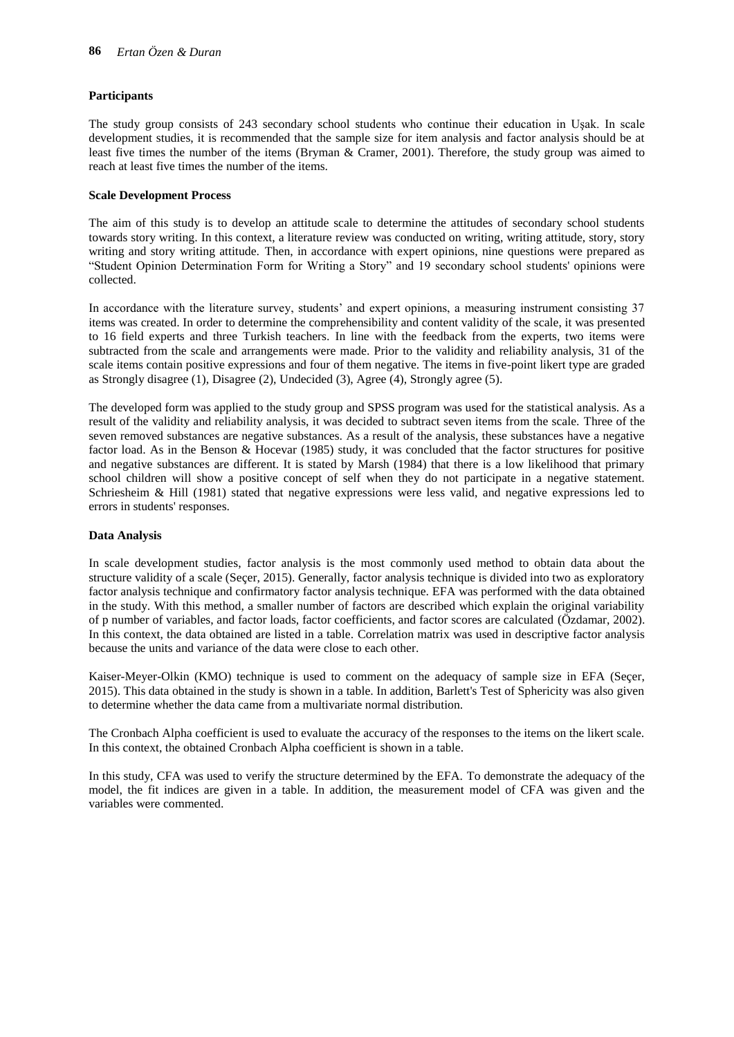### Participants

The study group consists of 243 secondary school students who continue their education in Uşak. In scale development studies, it is recommended that the sample size for item analysis and factor analysis should be at least five times the number of the items (Bryman & Cramer, 2001). Therefore, the study group was aimed to reach at least five times the number of the items.

### Scale Development Process

The aim of this study is to develop an attitude scale to determine the attitudes of secondary school students towards story writing. In this context, a literature review was conducted on writing, writing attitude, story, story writing and story writing attitude. Then, in accordance with expert opinions, nine questions were prepared as "Student Opinion Determination Form for Writing a Story" and 19 secondary school students' opinions were collected.

In accordance with the literature survey, students' and expert opinions, a measuring instrument consisting 37 items was created. In order to determine the comprehensibility and content validity of the scale, it was presented to 16 field experts and three Turkish teachers. In line with the feedback from the experts, two items were subtracted from the scale and arrangements were made. Prior to the validity and reliability analysis, 31 of the scale items contain positive expressions and four of them negative. The items in five-point likert type are graded as Strongly disagree (1), Disagree (2), Undecided (3), Agree (4), Strongly agree (5).

The developed form was applied to the study group and SPSS program was used for the statistical analysis. As a result of the validity and reliability analysis, it was decided to subtract seven items from the scale. Three of the seven removed substances are negative substances. As a result of the analysis, these substances have a negative factor load. As in the Benson & Hocevar (1985) study, it was concluded that the factor structures for positive and negative substances are different. It is stated by Marsh (1984) that there is a low likelihood that primary school children will show a positive concept of self when they do not participate in a negative statement. Schriesheim & Hill (1981) stated that negative expressions were less valid, and negative expressions led to errors in students' responses.

### Data Analysis

In scale development studies, factor analysis is the most commonly used method to obtain data about the structure validity of a scale (Seçer, 2015). Generally, factor analysis technique is divided into two as exploratory factor analysis technique and confirmatory factor analysis technique. EFA was performed with the data obtained in the study. With this method, a smaller number of factors are described which explain the original variability of p number of variables, and factor loads, factor coefficients, and factor scores are calculated (Özdamar, 2002). In this context, the data obtained are listed in a table. Correlation matrix was used in descriptive factor analysis because the units and variance of the data were close to each other.

Kaiser-Meyer-Olkin (KMO) technique is used to comment on the adequacy of sample size in EFA (Seçer, 2015). This data obtained in the study is shown in a table. In addition, Barlett's Test of Sphericity was also given to determine whether the data came from a multivariate normal distribution.

The Cronbach Alpha coefficient is used to evaluate the accuracy of the responses to the items on the likert scale. In this context, the obtained Cronbach Alpha coefficient is shown in a table.

In this study, CFA was used to verify the structure determined by the EFA. To demonstrate the adequacy of the model, the fit indices are given in a table. In addition, the measurement model of CFA was given and the variables were commented.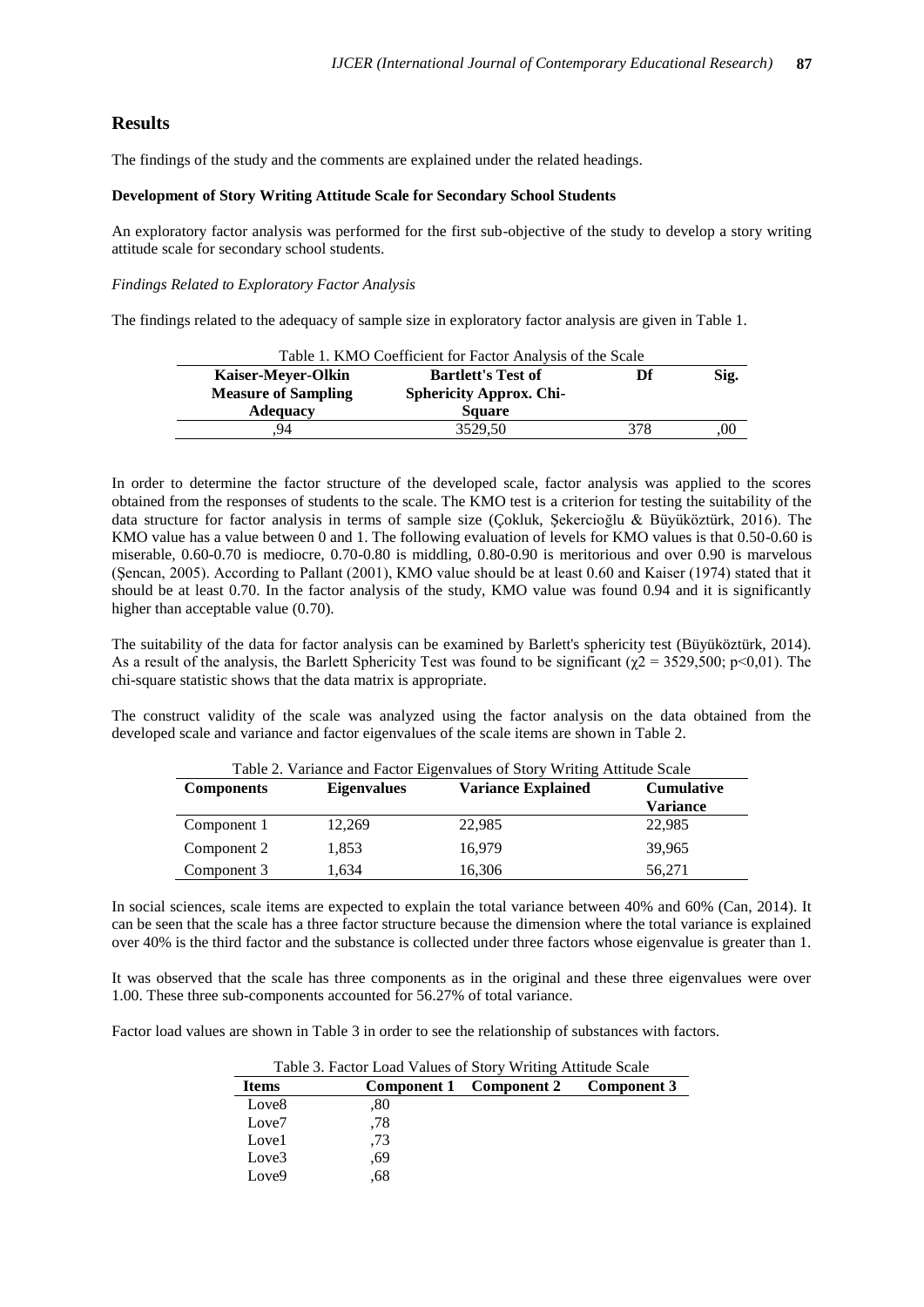## Results

The findings of the study and the comments are explained under the related headings.

**Development of Story Writing Attitude Scale for Secondary School Students**

An exploratory factor analysis was performed for the first sub-objective of the study to develop a story writing attitude scale for secondary school students.

*Findings Related to Exploratory Factor Analysis*

The findings related to the adequacy of sample size in exploratory factor analysis are given in Table 1.

Table 1. KMO Coefficient for Factor Analysis of the Scale

| Kaiser-Meyer-Olkin Measure of Sampling Adequacy | Bartlett's Test of Sphericity Approx. Chi-Square | Df | Sig. |
|---|---|---|---|
| ,94 | 3529,50 | 378 | ,00 |

In order to determine the factor structure of the developed scale, factor analysis was applied to the scores obtained from the responses of students to the scale. The KMO test is a criterion for testing the suitability of the data structure for factor analysis in terms of sample size (Çokluk, Şekercioğlu & Büyüköztürk, 2016). The KMO value has a value between 0 and 1. The following evaluation of levels for KMO values is that 0.50-0.60 is miserable, 0.60-0.70 is mediocre, 0.70-0.80 is middling, 0.80-0.90 is meritorious and over 0.90 is marvelous (Şencan, 2005). According to Pallant (2001), KMO value should be at least 0.60 and Kaiser (1974) stated that it should be at least 0.70. In the factor analysis of the study, KMO value was found 0.94 and it is significantly higher than acceptable value (0.70).

The suitability of the data for factor analysis can be examined by Barlett's sphericity test (Büyüköztürk, 2014). As a result of the analysis, the Barlett Sphericity Test was found to be significant ($\chi^2 = 3529{,}500$; $p<0{,}01$). The chi-square statistic shows that the data matrix is appropriate.

The construct validity of the scale was analyzed using the factor analysis on the data obtained from the developed scale and variance and factor eigenvalues of the scale items are shown in Table 2.

Table 2. Variance and Factor Eigenvalues of Story Writing Attitude Scale

| Components | Eigenvalues | Variance Explained | Cumulative Variance |
|---|---|---|---|
| Component 1 | 12,269 | 22,985 | 22,985 |
| Component 2 | 1,853 | 16,979 | 39,965 |
| Component 3 | 1,634 | 16,306 | 56,271 |

In social sciences, scale items are expected to explain the total variance between 40% and 60% (Can, 2014). It can be seen that the scale has a three factor structure because the dimension where the total variance is explained over 40% is the third factor and the substance is collected under three factors whose eigenvalue is greater than 1.

It was observed that the scale has three components as in the original and these three eigenvalues were over 1.00. These three sub-components accounted for 56.27% of total variance.

Factor load values are shown in Table 3 in order to see the relationship of substances with factors.

Table 3. Factor Load Values of Story Writing Attitude Scale

| Items | Component 1 | Component 2 | Component 3 |
|---|---|---|---|
| Love8 | ,80 | | |
| Love7 | ,78 | | |
| Love1 | ,73 | | |
| Love3 | ,69 | | |
| Love9 | ,68 | | |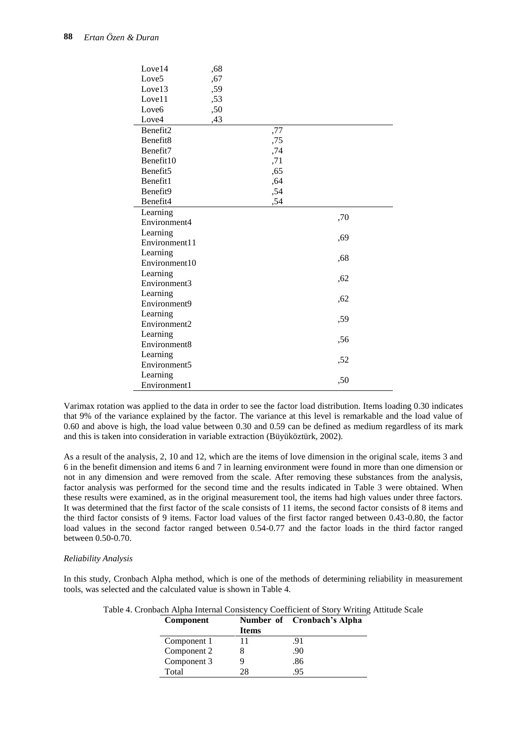| | | | |
|---|---|---|---|
| Love14 | ,68 | | |
| Love5 | ,67 | | |
| Love13 | ,59 | | |
| Love11 | ,53 | | |
| Love6 | ,50 | | |
| Love4 | ,43 | | |
| Benefit2 | | ,77 | |
| Benefit8 | | ,75 | |
| Benefit7 | | ,74 | |
| Benefit10 | | ,71 | |
| Benefit5 | | ,65 | |
| Benefit1 | | ,64 | |
| Benefit9 | | ,54 | |
| Benefit4 | | ,54 | |
| Learning Environment4 | | | ,70 |
| Learning Environment11 | | | ,69 |
| Learning Environment10 | | | ,68 |
| Learning Environment3 | | | ,62 |
| Learning Environment9 | | | ,62 |
| Learning Environment2 | | | ,59 |
| Learning Environment8 | | | ,56 |
| Learning Environment5 | | | ,52 |
| Learning Environment1 | | | ,50 |

Varimax rotation was applied to the data in order to see the factor load distribution. Items loading 0.30 indicates that 9% of the variance explained by the factor. The variance at this level is remarkable and the load value of 0.60 and above is high, the load value between 0.30 and 0.59 can be defined as medium regardless of its mark and this is taken into consideration in variable extraction (Büyüköztürk, 2002).

As a result of the analysis, 2, 10 and 12, which are the items of love dimension in the original scale, items 3 and 6 in the benefit dimension and items 6 and 7 in learning environment were found in more than one dimension or not in any dimension and were removed from the scale. After removing these substances from the analysis, factor analysis was performed for the second time and the results indicated in Table 3 were obtained. When these results were examined, as in the original measurement tool, the items had high values under three factors. It was determined that the first factor of the scale consists of 11 items, the second factor consists of 8 items and the third factor consists of 9 items. Factor load values of the first factor ranged between 0.43-0.80, the factor load values in the second factor ranged between 0.54-0.77 and the factor loads in the third factor ranged between 0.50-0.70.

*Reliability Analysis*

In this study, Cronbach Alpha method, which is one of the methods of determining reliability in measurement tools, was selected and the calculated value is shown in Table 4.

Table 4. Cronbach Alpha Internal Consistency Coefficient of Story Writing Attitude Scale

| **Component** | **Number of Items** | **Cronbach's Alpha** |
|---|---|---|
| Component 1 | 11 | .91 |
| Component 2 | 8 | .90 |
| Component 3 | 9 | .86 |
| Total | 28 | .95 |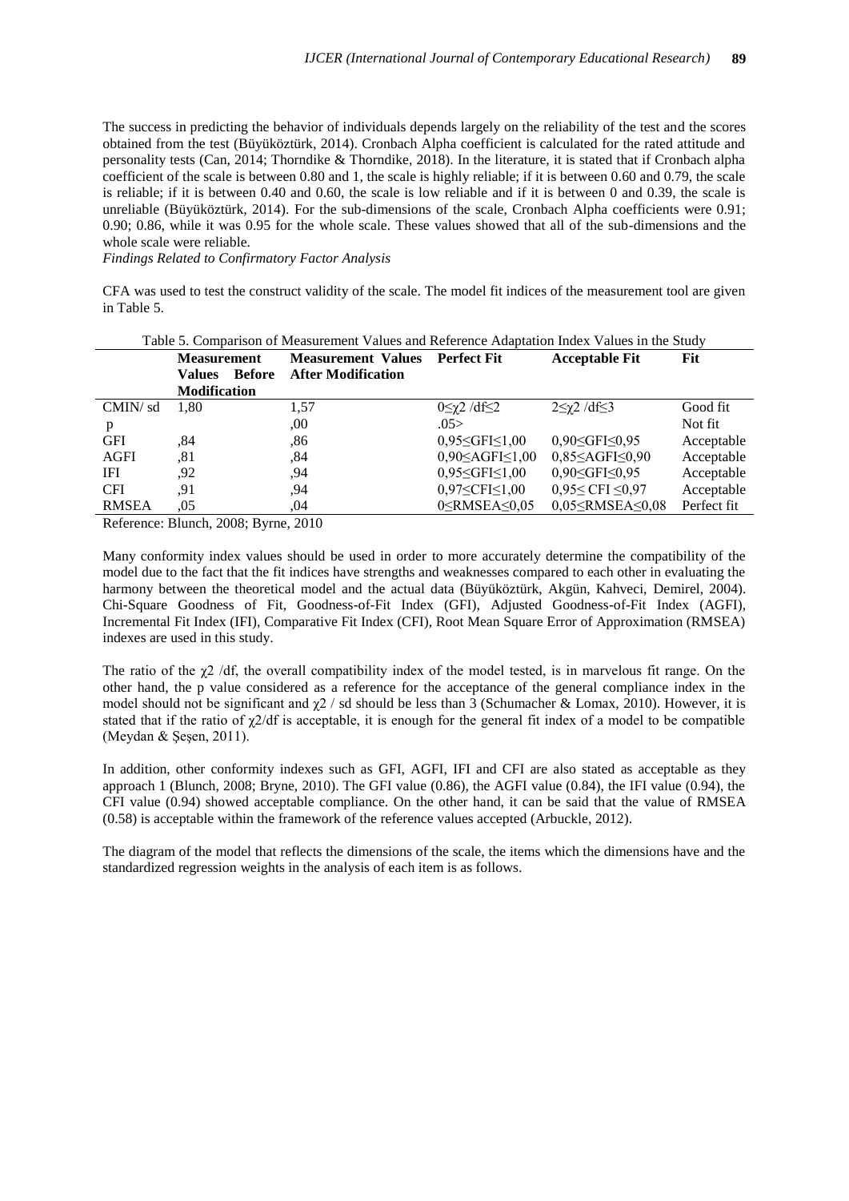The success in predicting the behavior of individuals depends largely on the reliability of the test and the scores obtained from the test (Büyüköztürk, 2014). Cronbach Alpha coefficient is calculated for the rated attitude and personality tests (Can, 2014; Thorndike & Thorndike, 2018). In the literature, it is stated that if Cronbach alpha coefficient of the scale is between 0.80 and 1, the scale is highly reliable; if it is between 0.60 and 0.79, the scale is reliable; if it is between 0.40 and 0.60, the scale is low reliable and if it is between 0 and 0.39, the scale is unreliable (Büyüköztürk, 2014). For the sub-dimensions of the scale, Cronbach Alpha coefficients were 0.91; 0.90; 0.86, while it was 0.95 for the whole scale. These values showed that all of the sub-dimensions and the whole scale were reliable.

*Findings Related to Confirmatory Factor Analysis*

CFA was used to test the construct validity of the scale. The model fit indices of the measurement tool are given in Table 5.

Table 5. Comparison of Measurement Values and Reference Adaptation Index Values in the Study

| | Measurement Values Before Modification | Measurement Values After Modification | Perfect Fit | Acceptable Fit | Fit |
|---|---|---|---|---|---|
| CMIN/ sd | 1,80 | 1,57 | $0 \leq \chi 2$ /df≤2 | $2 \leq \chi 2$ /df≤3 | Good fit |
| p | | ,00 | .05> | | Not fit |
| GFI | ,84 | ,86 | 0,95≤GFI≤1,00 | 0,90≤GFI≤0,95 | Acceptable |
| AGFI | ,81 | ,84 | 0,90≤AGFI≤1,00 | 0,85≤AGFI≤0,90 | Acceptable |
| IFI | ,92 | ,94 | 0,95≤GFI≤1,00 | 0,90≤GFI≤0,95 | Acceptable |
| CFI | ,91 | ,94 | 0,97≤CFI≤1,00 | 0,95≤ CFI ≤0,97 | Acceptable |
| RMSEA | ,05 | ,04 | 0≤RMSEA≤0,05 | 0,05≤RMSEA≤0,08 | Perfect fit |

Reference: Blunch, 2008; Byrne, 2010

Many conformity index values should be used in order to more accurately determine the compatibility of the model due to the fact that the fit indices have strengths and weaknesses compared to each other in evaluating the harmony between the theoretical model and the actual data (Büyüköztürk, Akgün, Kahveci, Demirel, 2004). Chi-Square Goodness of Fit, Goodness-of-Fit Index (GFI), Adjusted Goodness-of-Fit Index (AGFI), Incremental Fit Index (IFI), Comparative Fit Index (CFI), Root Mean Square Error of Approximation (RMSEA) indexes are used in this study.

The ratio of the $\chi 2$ /df, the overall compatibility index of the model tested, is in marvelous fit range. On the other hand, the p value considered as a reference for the acceptance of the general compliance index in the model should not be significant and $\chi 2$ / sd should be less than 3 (Schumacher & Lomax, 2010). However, it is stated that if the ratio of $\chi 2$/df is acceptable, it is enough for the general fit index of a model to be compatible (Meydan & Şeşen, 2011).

In addition, other conformity indexes such as GFI, AGFI, IFI and CFI are also stated as acceptable as they approach 1 (Blunch, 2008; Bryne, 2010). The GFI value (0.86), the AGFI value (0.84), the IFI value (0.94), the CFI value (0.94) showed acceptable compliance. On the other hand, it can be said that the value of RMSEA (0.58) is acceptable within the framework of the reference values accepted (Arbuckle, 2012).

The diagram of the model that reflects the dimensions of the scale, the items which the dimensions have and the standardized regression weights in the analysis of each item is as follows.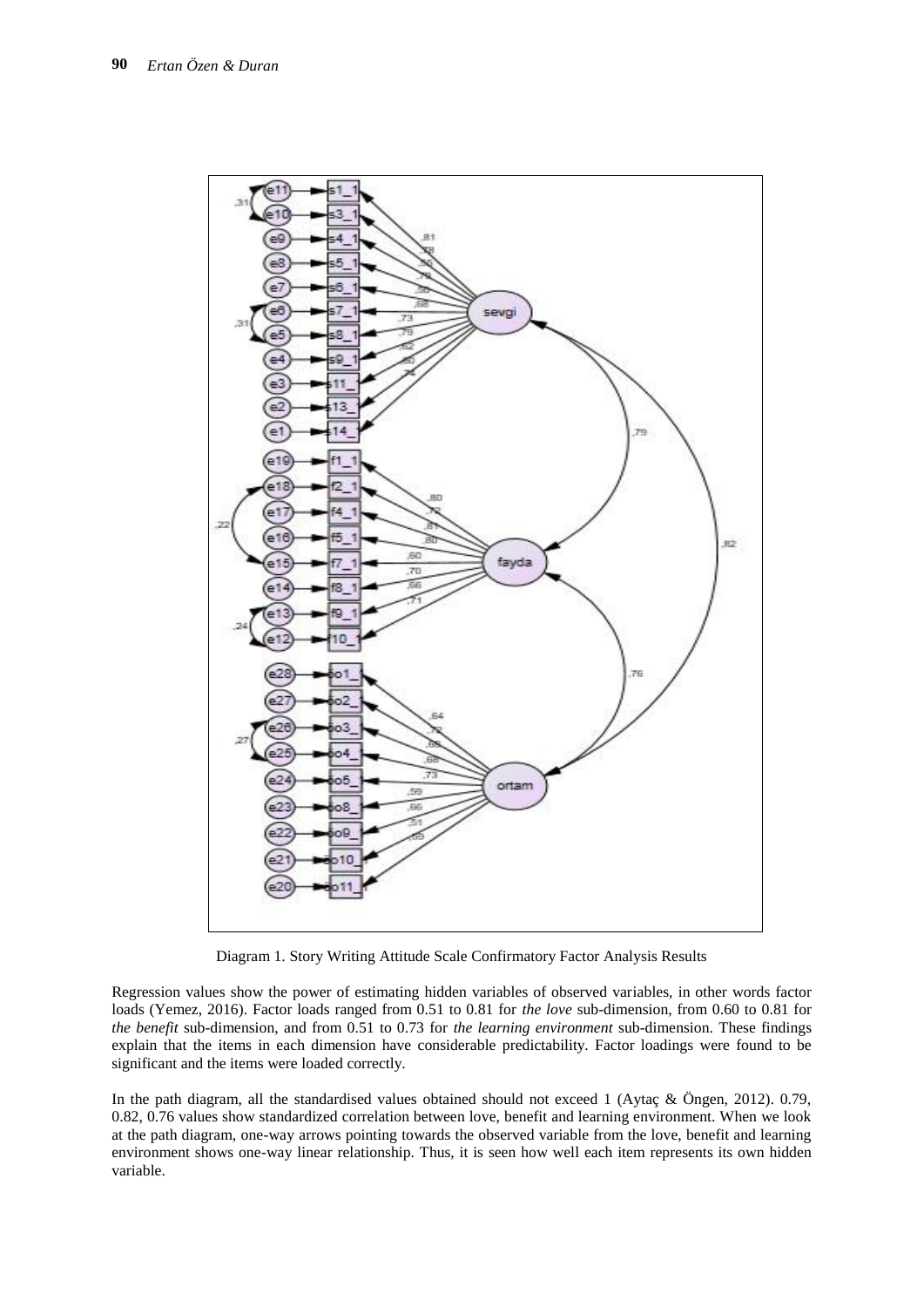Diagram 1. Story Writing Attitude Scale Confirmatory Factor Analysis Results

Regression values show the power of estimating hidden variables of observed variables, in other words factor loads (Yemez, 2016). Factor loads ranged from 0.51 to 0.81 for *the love* sub-dimension, from 0.60 to 0.81 for *the benefit* sub-dimension, and from 0.51 to 0.73 for *the learning environment* sub-dimension. These findings explain that the items in each dimension have considerable predictability. Factor loadings were found to be significant and the items were loaded correctly.

In the path diagram, all the standardised values obtained should not exceed 1 (Aytaç & Öngen, 2012). 0.79, 0.82, 0.76 values show standardized correlation between love, benefit and learning environment. When we look at the path diagram, one-way arrows pointing towards the observed variable from the love, benefit and learning environment shows one-way linear relationship. Thus, it is seen how well each item represents its own hidden variable.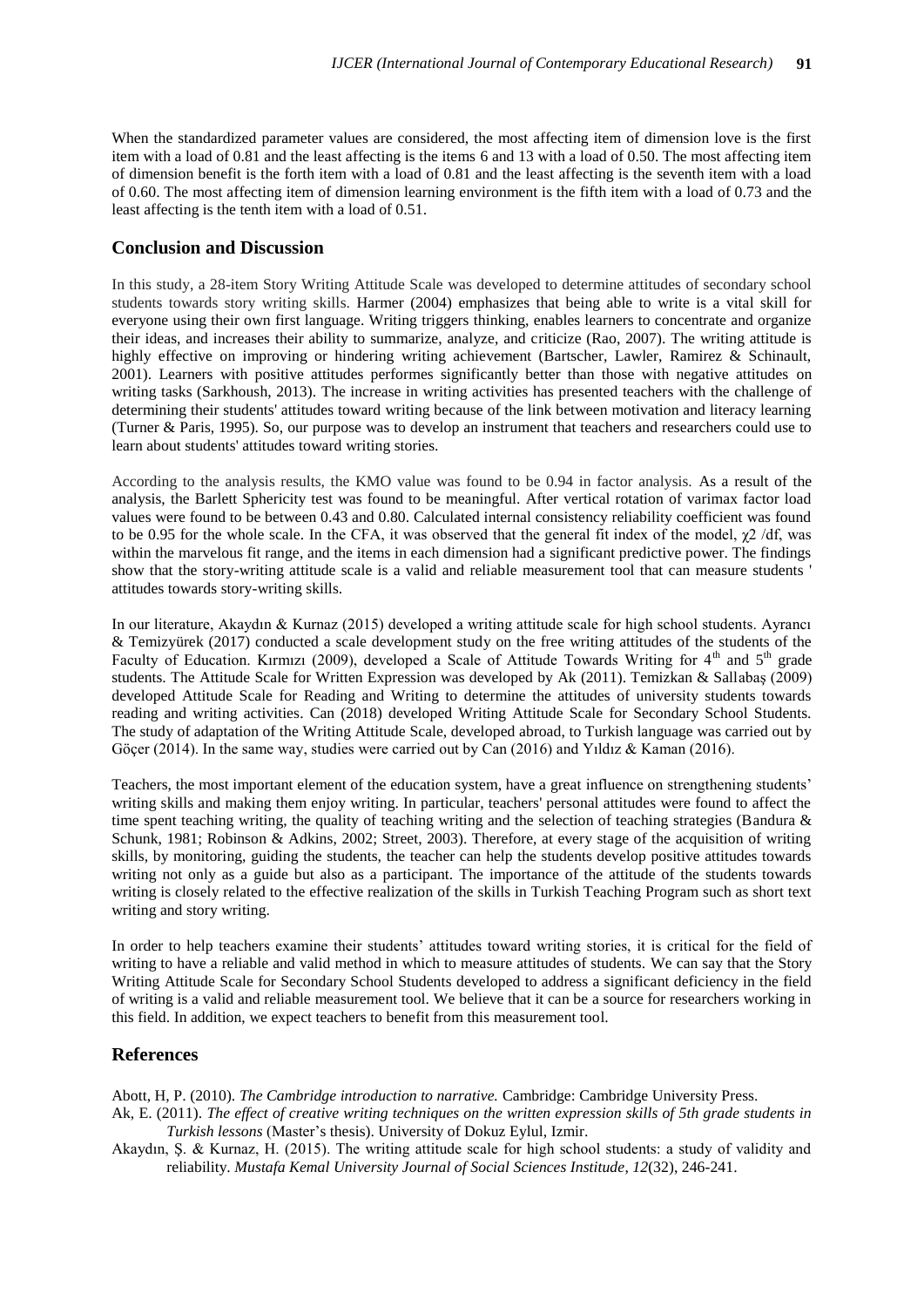When the standardized parameter values are considered, the most affecting item of dimension love is the first item with a load of 0.81 and the least affecting is the items 6 and 13 with a load of 0.50. The most affecting item of dimension benefit is the forth item with a load of 0.81 and the least affecting is the seventh item with a load of 0.60. The most affecting item of dimension learning environment is the fifth item with a load of 0.73 and the least affecting is the tenth item with a load of 0.51.

## Conclusion and Discussion

In this study, a 28-item Story Writing Attitude Scale was developed to determine attitudes of secondary school students towards story writing skills. Harmer (2004) emphasizes that being able to write is a vital skill for everyone using their own first language. Writing triggers thinking, enables learners to concentrate and organize their ideas, and increases their ability to summarize, analyze, and criticize (Rao, 2007). The writing attitude is highly effective on improving or hindering writing achievement (Bartscher, Lawler, Ramirez & Schinault, 2001). Learners with positive attitudes performes significantly better than those with negative attitudes on writing tasks (Sarkhoush, 2013). The increase in writing activities has presented teachers with the challenge of determining their students' attitudes toward writing because of the link between motivation and literacy learning (Turner & Paris, 1995). So, our purpose was to develop an instrument that teachers and researchers could use to learn about students' attitudes toward writing stories.

According to the analysis results, the KMO value was found to be 0.94 in factor analysis. As a result of the analysis, the Barlett Sphericity test was found to be meaningful. After vertical rotation of varimax factor load values were found to be between 0.43 and 0.80. Calculated internal consistency reliability coefficient was found to be 0.95 for the whole scale. In the CFA, it was observed that the general fit index of the model, $\chi^2$ /df, was within the marvelous fit range, and the items in each dimension had a significant predictive power. The findings show that the story-writing attitude scale is a valid and reliable measurement tool that can measure students ' attitudes towards story-writing skills.

In our literature, Akaydın & Kurnaz (2015) developed a writing attitude scale for high school students. Ayrancı & Temizyürek (2017) conducted a scale development study on the free writing attitudes of the students of the Faculty of Education. Kırmızı (2009), developed a Scale of Attitude Towards Writing for 4th and 5th grade students. The Attitude Scale for Written Expression was developed by Ak (2011). Temizkan & Sallabaş (2009) developed Attitude Scale for Reading and Writing to determine the attitudes of university students towards reading and writing activities. Can (2018) developed Writing Attitude Scale for Secondary School Students. The study of adaptation of the Writing Attitude Scale, developed abroad, to Turkish language was carried out by Göçer (2014). In the same way, studies were carried out by Can (2016) and Yıldız & Kaman (2016).

Teachers, the most important element of the education system, have a great influence on strengthening students' writing skills and making them enjoy writing. In particular, teachers' personal attitudes were found to affect the time spent teaching writing, the quality of teaching writing and the selection of teaching strategies (Bandura & Schunk, 1981; Robinson & Adkins, 2002; Street, 2003). Therefore, at every stage of the acquisition of writing skills, by monitoring, guiding the students, the teacher can help the students develop positive attitudes towards writing not only as a guide but also as a participant. The importance of the attitude of the students towards writing is closely related to the effective realization of the skills in Turkish Teaching Program such as short text writing and story writing.

In order to help teachers examine their students' attitudes toward writing stories, it is critical for the field of writing to have a reliable and valid method in which to measure attitudes of students. We can say that the Story Writing Attitude Scale for Secondary School Students developed to address a significant deficiency in the field of writing is a valid and reliable measurement tool. We believe that it can be a source for researchers working in this field. In addition, we expect teachers to benefit from this measurement tool.

## References

Abott, H, P. (2010). *The Cambridge introduction to narrative.* Cambridge: Cambridge University Press.

Ak, E. (2011). *The effect of creative writing techniques on the written expression skills of 5th grade students in Turkish lessons* (Master's thesis). University of Dokuz Eylul, Izmir.

Akaydın, Ş. & Kurnaz, H. (2015). The writing attitude scale for high school students: a study of validity and reliability. *Mustafa Kemal University Journal of Social Sciences Institute, 12*(32), 246-241.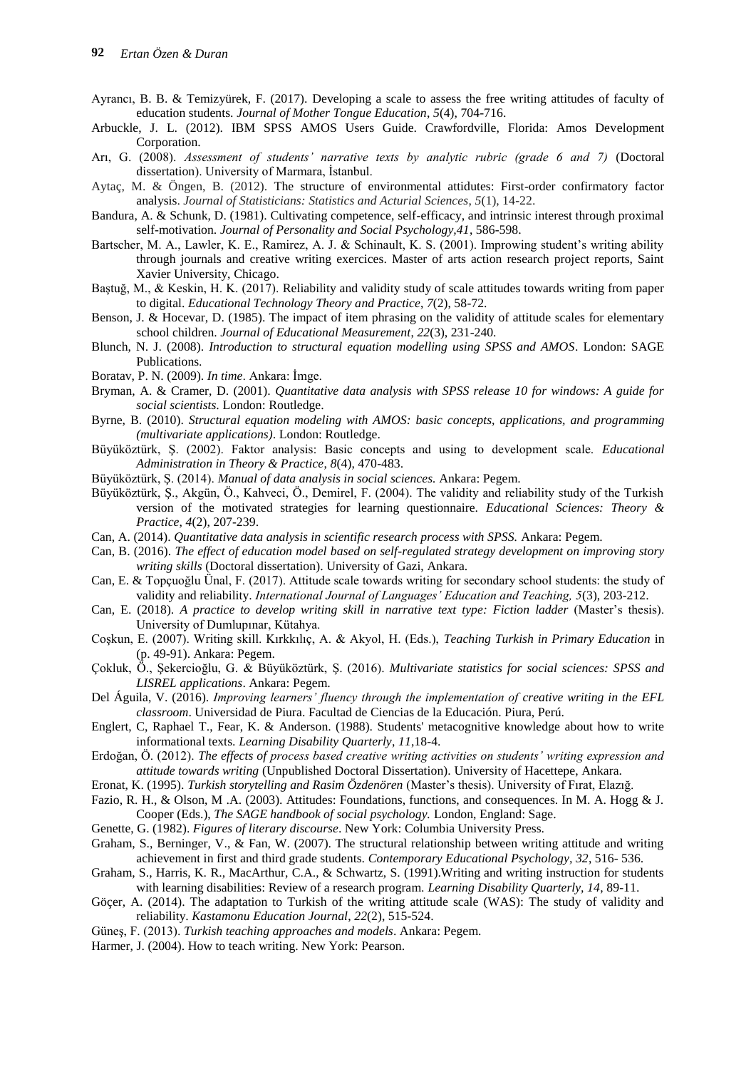Ayrancı, B. B. & Temizyürek, F. (2017). Developing a scale to assess the free writing attitudes of faculty of education students. *Journal of Mother Tongue Education*, *5*(4), 704-716.

Arbuckle, J. L. (2012). IBM SPSS AMOS Users Guide. Crawfordville, Florida: Amos Development Corporation.

Arı, G. (2008). *Assessment of students' narrative texts by analytic rubric (grade 6 and 7)* (Doctoral dissertation). University of Marmara, İstanbul.

Aytaç, M. & Öngen, B. (2012). The structure of environmental attitudes: First-order confirmatory factor analysis. *Journal of Statisticians: Statistics and Acturial Sciences*, *5*(1), 14-22.

Bandura, A. & Schunk, D. (1981). Cultivating competence, self-efficacy, and intrinsic interest through proximal self-motivation. *Journal of Personality and Social Psychology,41*, 586-598.

Bartscher, M. A., Lawler, K. E., Ramirez, A. J. & Schinault, K. S. (2001). Improwing student's writing ability through journals and creative writing exercices. Master of arts action research project reports, Saint Xavier University, Chicago.

Baştuğ, M., & Keskin, H. K. (2017). Reliability and validity study of scale attitudes towards writing from paper to digital. *Educational Technology Theory and Practice*, *7*(2), 58-72.

Benson, J. & Hocevar, D. (1985). The impact of item phrasing on the validity of attitude scales for elementary school children. *Journal of Educational Measurement*, *22*(3), 231-240.

Blunch, N. J. (2008). *Introduction to structural equation modelling using SPSS and AMOS*. London: SAGE Publications.

Boratav, P. N. (2009). *In time*. Ankara: İmge.

Bryman, A. & Cramer, D. (2001). *Quantitative data analysis with SPSS release 10 for windows: A guide for social scientists*. London: Routledge.

Byrne, B. (2010). *Structural equation modeling with AMOS: basic concepts, applications, and programming (multivariate applications)*. London: Routledge.

Büyüköztürk, Ş. (2002). Faktor analysis: Basic concepts and using to development scale. *Educational Administration in Theory & Practice*, *8*(4), 470-483.

Büyüköztürk, Ş. (2014). *Manual of data analysis in social sciences.* Ankara: Pegem.

Büyüköztürk, Ş., Akgün, Ö., Kahveci, Ö., Demirel, F. (2004). The validity and reliability study of the Turkish version of the motivated strategies for learning questionnaire. *Educational Sciences: Theory & Practice*, *4*(2), 207-239.

Can, A. (2014). *Quantitative data analysis in scientific research process with SPSS.* Ankara: Pegem.

Can, B. (2016). *The effect of education model based on self-regulated strategy development on improving story writing skills* (Doctoral dissertation). University of Gazi, Ankara.

Can, E. & Topçuoğlu Ünal, F. (2017). Attitude scale towards writing for secondary school students: the study of validity and reliability. *International Journal of Languages' Education and Teaching, 5*(3), 203-212.

Can, E. (2018). *A practice to develop writing skill in narrative text type: Fiction ladder* (Master's thesis). University of Dumlupınar, Kütahya.

Coşkun, E. (2007). Writing skill. Kırkkılıç, A. & Akyol, H. (Eds.), *Teaching Turkish in Primary Education* in (p. 49-91). Ankara: Pegem.

Çokluk, Ö., Şekercioğlu, G. & Büyüköztürk, Ş. (2016). *Multivariate statistics for social sciences: SPSS and LISREL applications*. Ankara: Pegem.

Del Águila, V. (2016). *Improving learners' fluency through the implementation of creative writing in the EFL classroom*. Universidad de Piura. Facultad de Ciencias de la Educación. Piura, Perú.

Englert, C, Raphael T., Fear, K. & Anderson. (1988). Students' metacognitive knowledge about how to write informational texts. *Learning Disability Quarterly*, *11*,18-4.

Erdoğan, Ö. (2012). *The effects of process based creative writing activities on students' writing expression and attitude towards writing* (Unpublished Doctoral Dissertation). University of Hacettepe, Ankara.

Eronat, K. (1995). *Turkish storytelling and Rasim Özdenören* (Master's thesis). University of Fırat, Elazığ.

Fazio, R. H., & Olson, M .A. (2003). Attitudes: Foundations, functions, and consequences. In M. A. Hogg & J. Cooper (Eds.), *The SAGE handbook of social psychology.* London, England: Sage.

Genette, G. (1982). *Figures of literary discourse*. New York: Columbia University Press.

Graham, S., Berninger, V., & Fan, W. (2007). The structural relationship between writing attitude and writing achievement in first and third grade students. *Contemporary Educational Psychology, 32*, 516- 536.

Graham, S., Harris, K. R., MacArthur, C.A., & Schwartz, S. (1991).Writing and writing instruction for students with learning disabilities: Review of a research program. *Learning Disability Quarterly, 14*, 89-11.

Göçer, A. (2014). The adaptation to Turkish of the writing attitude scale (WAS): The study of validity and reliability. *Kastamonu Education Journal*, *22*(2), 515-524.

Güneş, F. (2013). *Turkish teaching approaches and models*. Ankara: Pegem.

Harmer, J. (2004). How to teach writing. New York: Pearson.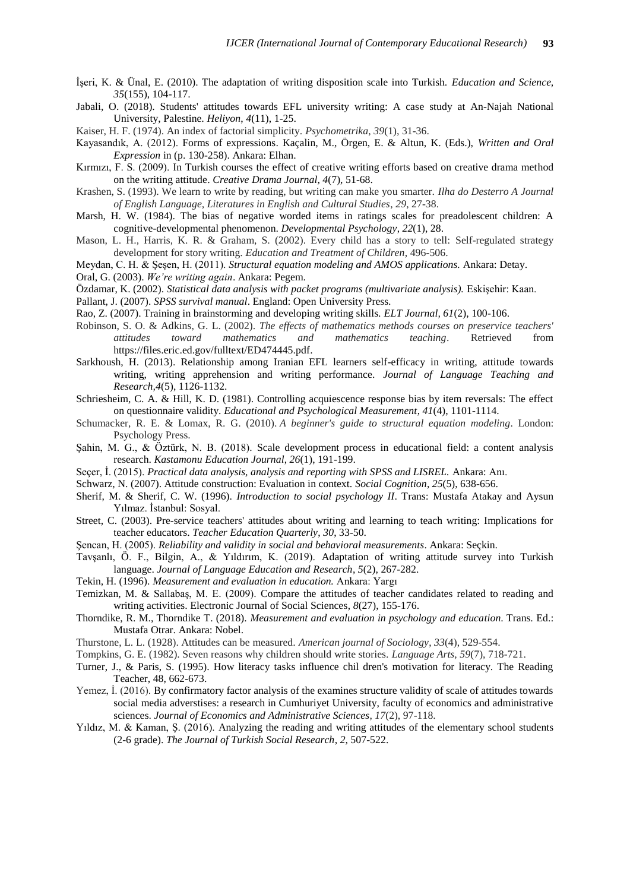İşeri, K. & Ünal, E. (2010). The adaptation of writing disposition scale into Turkish. *Education and Science, 35*(155), 104-117.

Jabali, O. (2018). Students' attitudes towards EFL university writing: A case study at An-Najah National University, Palestine. *Heliyon, 4*(11), 1-25.

Kaiser, H. F. (1974). An index of factorial simplicity. *Psychometrika*, *39*(1), 31-36.

Kayasandık, A. (2012). Forms of expressions. Kaçalin, M., Örgen, E. & Altun, K. (Eds.), *Written and Oral Expression* in (p. 130-258). Ankara: Elhan.

Kırmızı, F. S. (2009). In Turkish courses the effect of creative writing efforts based on creative drama method on the writing attitude. *Creative Drama Journal, 4*(7), 51-68.

Krashen, S. (1993). We learn to write by reading, but writing can make you smarter. *Ilha do Desterro A Journal of English Language, Literatures in English and Cultural Studies*, *29*, 27-38.

Marsh, H. W. (1984). The bias of negative worded items in ratings scales for preadolescent children: A cognitive-developmental phenomenon. *Developmental Psychology*, *22*(1), 28.

Mason, L. H., Harris, K. R. & Graham, S. (2002). Every child has a story to tell: Self-regulated strategy development for story writing. *Education and Treatment of Children*, 496-506.

Meydan, C. H. & Şeşen, H. (2011). *Structural equation modeling and AMOS applications.* Ankara: Detay.

Oral, G. (2003). *We're writing again*. Ankara: Pegem.

Özdamar, K. (2002). *Statistical data analysis with packet programs (multivariate analysis).* Eskişehir: Kaan.

Pallant, J. (2007). *SPSS survival manual*. England: Open University Press.

Rao, Z. (2007). Training in brainstorming and developing writing skills. *ELT Journal, 61*(2), 100-106.

Robinson, S. O. & Adkins, G. L. (2002). *The effects of mathematics methods courses on preservice teachers' attitudes toward mathematics and mathematics teaching*. Retrieved from https://files.eric.ed.gov/fulltext/ED474445.pdf.

Sarkhoush, H. (2013). Relationship among Iranian EFL learners self-efficacy in writing, attitude towards writing, writing apprehension and writing performance. *Journal of Language Teaching and Research,4*(5), 1126-1132.

Schriesheim, C. A. & Hill, K. D. (1981). Controlling acquiescence response bias by item reversals: The effect on questionnaire validity. *Educational and Psychological Measurement*, *41*(4), 1101-1114.

Schumacker, R. E. & Lomax, R. G. (2010). *A beginner's guide to structural equation modeling*. London: Psychology Press.

Şahin, M. G., & Öztürk, N. B. (2018). Scale development process in educational field: a content analysis research. *Kastamonu Education Journal*, *26*(1), 191-199.

Seçer, İ. (2015). *Practical data analysis, analysis and reporting with SPSS and LISREL.* Ankara: Anı.

Schwarz, N. (2007). Attitude construction: Evaluation in context. *Social Cognition*, *25*(5), 638-656.

Sherif, M. & Sherif, C. W. (1996). *Introduction to social psychology II*. Trans: Mustafa Atakay and Aysun Yılmaz. İstanbul: Sosyal.

Street, C. (2003). Pre-service teachers' attitudes about writing and learning to teach writing: Implications for teacher educators. *Teacher Education Quarterly*, *30*, 33-50.

Şencan, H. (2005). *Reliability and validity in social and behavioral measurements*. Ankara: Seçkin.

Tavşanlı, Ö. F., Bilgin, A., & Yıldırım, K. (2019). Adaptation of writing attitude survey into Turkish language. *Journal of Language Education and Research*, *5*(2), 267-282.

Tekin, H. (1996). *Measurement and evaluation in education.* Ankara: Yargı

Temizkan, M. & Sallabaş, M. E. (2009). Compare the attitudes of teacher candidates related to reading and writing activities. Electronic Journal of Social Sciences, *8*(27), 155-176.

Thorndike, R. M., Thorndike T. (2018). *Measurement and evaluation in psychology and education*. Trans. Ed.: Mustafa Otrar. Ankara: Nobel.

Thurstone, L. L. (1928). Attitudes can be measured. *American journal of Sociology*, *33*(4), 529-554.

Tompkins, G. E. (1982). Seven reasons why children should write stories. *Language Arts*, *59*(7), 718-721.

Turner, J., & Paris, S. (1995). How literacy tasks influence chil dren's motivation for literacy. The Reading Teacher, 48, 662-673.

Yemez, İ. (2016). By confirmatory factor analysis of the examines structure validity of scale of attitudes towards social media adverstises: a research in Cumhuriyet University, faculty of economics and administrative sciences. *Journal of Economics and Administrative Sciences*, *17*(2), 97-118.

Yıldız, M. & Kaman, Ş. (2016). Analyzing the reading and writing attitudes of the elementary school students (2-6 grade). *The Journal of Turkish Social Research*, *2*, 507-522.